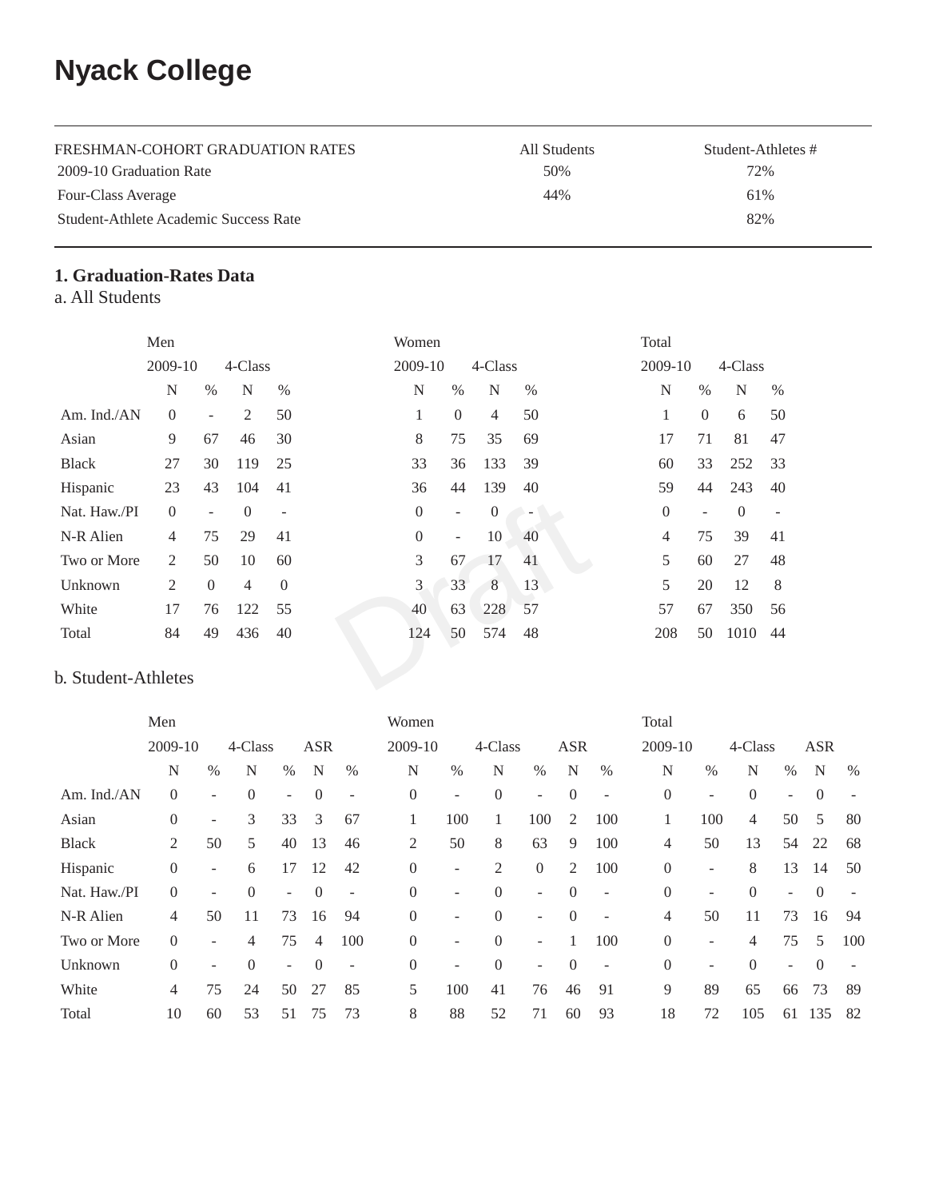# Nyack College

| FRESHMAN-COHORT GRADUATION RATES | All Students | Student-Athletes # |
|---|---|---|
| 2009-10 Graduation Rate | 50% | 72% |
| Four-Class Average | 44% | 61% |
| Student-Athlete Academic Success Rate | | 82% |

**1. Graduation-Rates Data**

a. All Students

| | Men | | | | Women | | | | Total | | | |
|---|---|---|---|---|---|---|---|---|---|---|---|---|
| | 2009-10 | | 4-Class | | 2009-10 | | 4-Class | | 2009-10 | | 4-Class | |
| | N | % | N | % | N | % | N | % | N | % | N | % |
| Am. Ind./AN | 0 | - | 2 | 50 | 1 | 0 | 4 | 50 | 1 | 0 | 6 | 50 |
| Asian | 9 | 67 | 46 | 30 | 8 | 75 | 35 | 69 | 17 | 71 | 81 | 47 |
| Black | 27 | 30 | 119 | 25 | 33 | 36 | 133 | 39 | 60 | 33 | 252 | 33 |
| Hispanic | 23 | 43 | 104 | 41 | 36 | 44 | 139 | 40 | 59 | 44 | 243 | 40 |
| Nat. Haw./PI | 0 | - | 0 | - | 0 | - | 0 | - | 0 | - | 0 | - |
| N-R Alien | 4 | 75 | 29 | 41 | 0 | - | 10 | 40 | 4 | 75 | 39 | 41 |
| Two or More | 2 | 50 | 10 | 60 | 3 | 67 | 17 | 41 | 5 | 60 | 27 | 48 |
| Unknown | 2 | 0 | 4 | 0 | 3 | 33 | 8 | 13 | 5 | 20 | 12 | 8 |
| White | 17 | 76 | 122 | 55 | 40 | 63 | 228 | 57 | 57 | 67 | 350 | 56 |
| Total | 84 | 49 | 436 | 40 | 124 | 50 | 574 | 48 | 208 | 50 | 1010 | 44 |

b. Student-Athletes

| | Men | | | | | | Women | | | | | | Total | | | | | |
|---|---|---|---|---|---|---|---|---|---|---|---|---|---|---|---|---|---|---|
| | 2009-10 | | 4-Class | | ASR | | 2009-10 | | 4-Class | | ASR | | 2009-10 | | 4-Class | | ASR | |
| | N | % | N | % | N | % | N | % | N | % | N | % | N | % | N | % | N | % |
| Am. Ind./AN | 0 | - | 0 | - | 0 | - | 0 | - | 0 | - | 0 | - | 0 | - | 0 | - | 0 | - |
| Asian | 0 | - | 3 | 33 | 3 | 67 | 1 | 100 | 1 | 100 | 2 | 100 | 1 | 100 | 4 | 50 | 5 | 80 |
| Black | 2 | 50 | 5 | 40 | 13 | 46 | 2 | 50 | 8 | 63 | 9 | 100 | 4 | 50 | 13 | 54 | 22 | 68 |
| Hispanic | 0 | - | 6 | 17 | 12 | 42 | 0 | - | 2 | 0 | 2 | 100 | 0 | - | 8 | 13 | 14 | 50 |
| Nat. Haw./PI | 0 | - | 0 | - | 0 | - | 0 | - | 0 | - | 0 | - | 0 | - | 0 | - | 0 | - |
| N-R Alien | 4 | 50 | 11 | 73 | 16 | 94 | 0 | - | 0 | - | 0 | - | 4 | 50 | 11 | 73 | 16 | 94 |
| Two or More | 0 | - | 4 | 75 | 4 | 100 | 0 | - | 0 | - | 1 | 100 | 0 | - | 4 | 75 | 5 | 100 |
| Unknown | 0 | - | 0 | - | 0 | - | 0 | - | 0 | - | 0 | - | 0 | - | 0 | - | 0 | - |
| White | 4 | 75 | 24 | 50 | 27 | 85 | 5 | 100 | 41 | 76 | 46 | 91 | 9 | 89 | 65 | 66 | 73 | 89 |
| Total | 10 | 60 | 53 | 51 | 75 | 73 | 8 | 88 | 52 | 71 | 60 | 93 | 18 | 72 | 105 | 61 | 135 | 82 |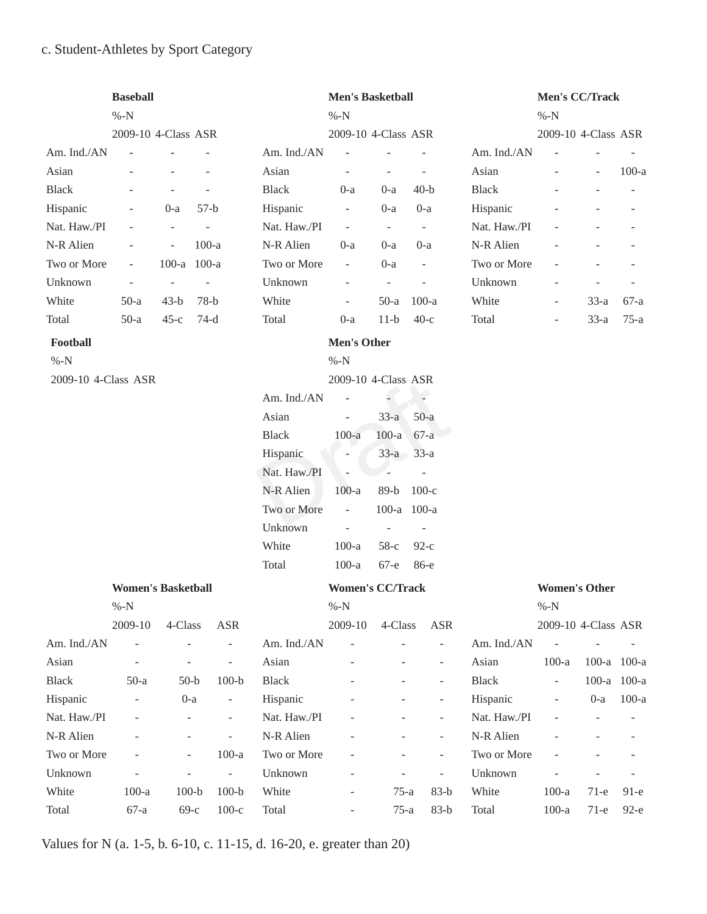c. Student-Athletes by Sport Category

**Baseball**

| %-N | 2009-10 | 4-Class | ASR |
|---|---|---|---|
| Am. Ind./AN | - | - | - |
| Asian | - | - | - |
| Black | - | - | - |
| Hispanic | - | 0-a | 57-b |
| Nat. Haw./PI | - | - | - |
| N-R Alien | - | - | 100-a |
| Two or More | - | 100-a | 100-a |
| Unknown | - | - | - |
| White | 50-a | 43-b | 78-b |
| Total | 50-a | 45-c | 74-d |

**Men's Basketball**

| %-N | 2009-10 | 4-Class | ASR |
|---|---|---|---|
| Am. Ind./AN | - | - | - |
| Asian | - | - | - |
| Black | 0-a | 0-a | 40-b |
| Hispanic | - | 0-a | 0-a |
| Nat. Haw./PI | - | - | - |
| N-R Alien | 0-a | 0-a | 0-a |
| Two or More | - | 0-a | - |
| Unknown | - | - | - |
| White | - | 50-a | 100-a |
| Total | 0-a | 11-b | 40-c |

**Men's CC/Track**

| %-N | 2009-10 | 4-Class | ASR |
|---|---|---|---|
| Am. Ind./AN | - | - | - |
| Asian | - | - | 100-a |
| Black | - | - | - |
| Hispanic | - | - | - |
| Nat. Haw./PI | - | - | - |
| N-R Alien | - | - | - |
| Two or More | - | - | - |
| Unknown | - | - | - |
| White | - | 33-a | 67-a |
| Total | - | 33-a | 75-a |

**Football**

| %-N | 2009-10 | 4-Class | ASR |
|---|---|---|---|

**Men's Other**

| %-N | 2009-10 | 4-Class | ASR |
|---|---|---|---|
| Am. Ind./AN | - | - | - |
| Asian | - | 33-a | 50-a |
| Black | 100-a | 100-a | 67-a |
| Hispanic | - | 33-a | 33-a |
| Nat. Haw./PI | - | - | - |
| N-R Alien | 100-a | 89-b | 100-c |
| Two or More | - | 100-a | 100-a |
| Unknown | - | - | - |
| White | 100-a | 58-c | 92-c |
| Total | 100-a | 67-e | 86-e |

**Women's Basketball**

| %-N | 2009-10 | 4-Class | ASR |
|---|---|---|---|
| Am. Ind./AN | - | - | - |
| Asian | - | - | - |
| Black | 50-a | 50-b | 100-b |
| Hispanic | - | 0-a | - |
| Nat. Haw./PI | - | - | - |
| N-R Alien | - | - | - |
| Two or More | - | - | 100-a |
| Unknown | - | - | - |
| White | 100-a | 100-b | 100-b |
| Total | 67-a | 69-c | 100-c |

**Women's CC/Track**

| %-N | 2009-10 | 4-Class | ASR |
|---|---|---|---|
| Am. Ind./AN | - | - | - |
| Asian | - | - | - |
| Black | - | - | - |
| Hispanic | - | - | - |
| Nat. Haw./PI | - | - | - |
| N-R Alien | - | - | - |
| Two or More | - | - | - |
| Unknown | - | - | - |
| White | - | 75-a | 83-b |
| Total | - | 75-a | 83-b |

**Women's Other**

| %-N | 2009-10 | 4-Class | ASR |
|---|---|---|---|
| Am. Ind./AN | - | - | - |
| Asian | 100-a | 100-a | 100-a |
| Black | - | 100-a | 100-a |
| Hispanic | - | 0-a | 100-a |
| Nat. Haw./PI | - | - | - |
| N-R Alien | - | - | - |
| Two or More | - | - | - |
| Unknown | - | - | - |
| White | 100-a | 71-e | 91-e |
| Total | 100-a | 71-e | 92-e |

Values for N (a. 1-5, b. 6-10, c. 11-15, d. 16-20, e. greater than 20)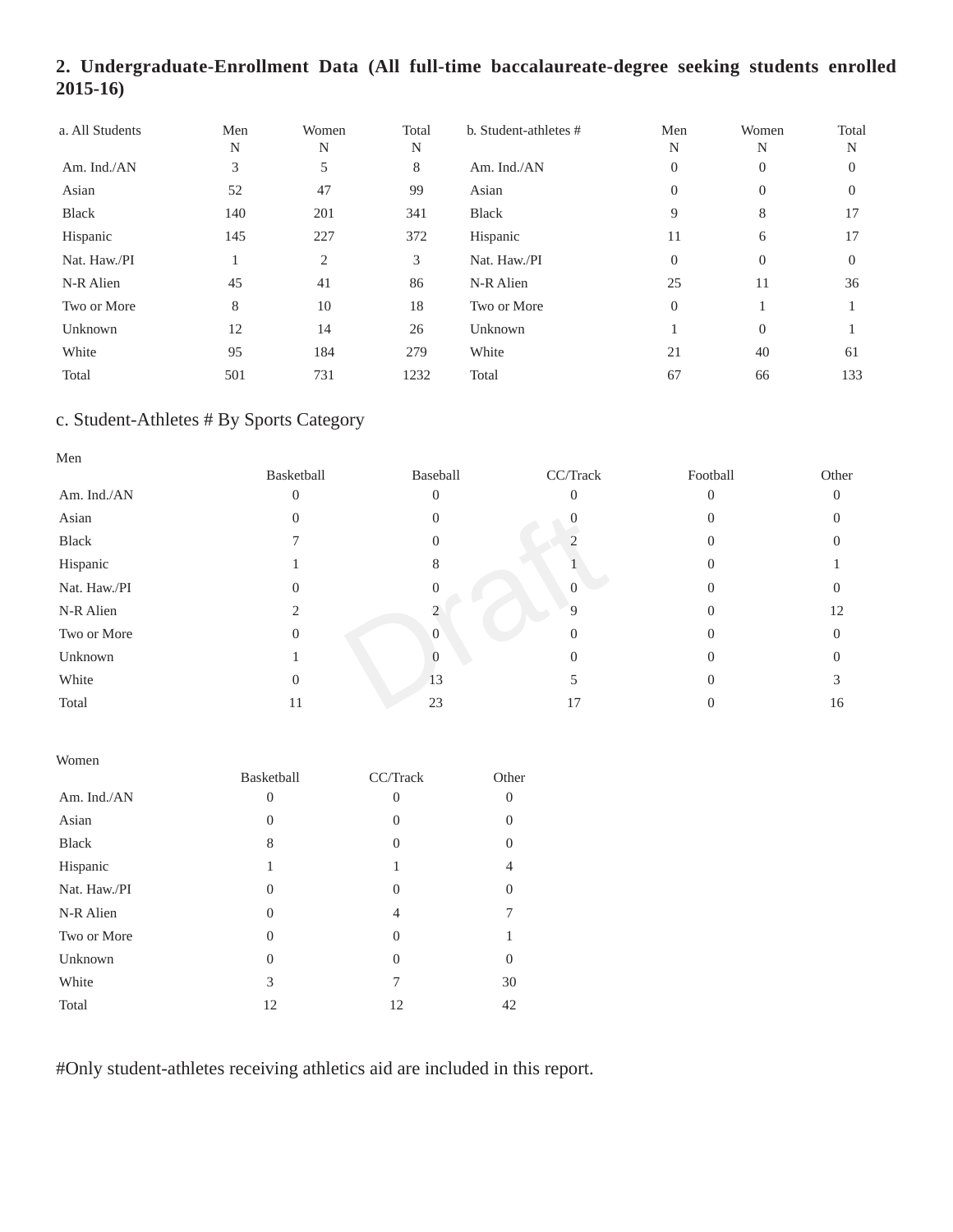## 2. Undergraduate-Enrollment Data (All full-time baccalaureate-degree seeking students enrolled 2015-16)

| a. All Students | Men N | Women N | Total N |
|---|---|---|---|
| Am. Ind./AN | 3 | 5 | 8 |
| Asian | 52 | 47 | 99 |
| Black | 140 | 201 | 341 |
| Hispanic | 145 | 227 | 372 |
| Nat. Haw./PI | 1 | 2 | 3 |
| N-R Alien | 45 | 41 | 86 |
| Two or More | 8 | 10 | 18 |
| Unknown | 12 | 14 | 26 |
| White | 95 | 184 | 279 |
| Total | 501 | 731 | 1232 |

| b. Student-athletes # | Men N | Women N | Total N |
|---|---|---|---|
| Am. Ind./AN | 0 | 0 | 0 |
| Asian | 0 | 0 | 0 |
| Black | 9 | 8 | 17 |
| Hispanic | 11 | 6 | 17 |
| Nat. Haw./PI | 0 | 0 | 0 |
| N-R Alien | 25 | 11 | 36 |
| Two or More | 0 | 1 | 1 |
| Unknown | 1 | 0 | 1 |
| White | 21 | 40 | 61 |
| Total | 67 | 66 | 133 |

### c. Student-Athletes # By Sports Category

Men

| | Basketball | Baseball | CC/Track | Football | Other |
|---|---|---|---|---|---|
| Am. Ind./AN | 0 | 0 | 0 | 0 | 0 |
| Asian | 0 | 0 | 0 | 0 | 0 |
| Black | 7 | 0 | 2 | 0 | 0 |
| Hispanic | 1 | 8 | 1 | 0 | 1 |
| Nat. Haw./PI | 0 | 0 | 0 | 0 | 0 |
| N-R Alien | 2 | 2 | 9 | 0 | 12 |
| Two or More | 0 | 0 | 0 | 0 | 0 |
| Unknown | 1 | 0 | 0 | 0 | 0 |
| White | 0 | 13 | 5 | 0 | 3 |
| Total | 11 | 23 | 17 | 0 | 16 |

Women

| | Basketball | CC/Track | Other |
|---|---|---|---|
| Am. Ind./AN | 0 | 0 | 0 |
| Asian | 0 | 0 | 0 |
| Black | 8 | 0 | 0 |
| Hispanic | 1 | 1 | 4 |
| Nat. Haw./PI | 0 | 0 | 0 |
| N-R Alien | 0 | 4 | 7 |
| Two or More | 0 | 0 | 1 |
| Unknown | 0 | 0 | 0 |
| White | 3 | 7 | 30 |
| Total | 12 | 12 | 42 |

#Only student-athletes receiving athletics aid are included in this report.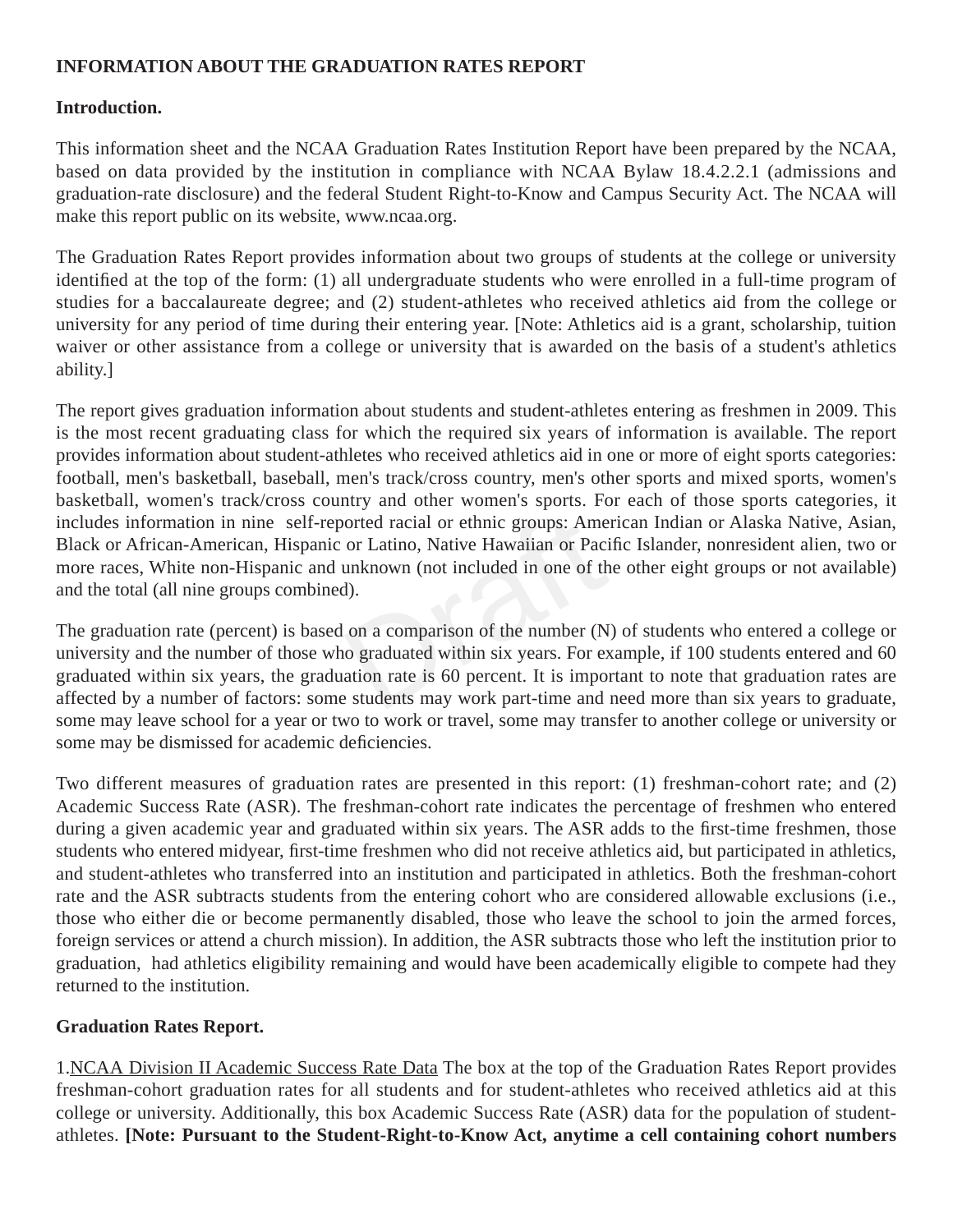**INFORMATION ABOUT THE GRADUATION RATES REPORT**

**Introduction.**

This information sheet and the NCAA Graduation Rates Institution Report have been prepared by the NCAA, based on data provided by the institution in compliance with NCAA Bylaw 18.4.2.2.1 (admissions and graduation-rate disclosure) and the federal Student Right-to-Know and Campus Security Act. The NCAA will make this report public on its website, www.ncaa.org.

The Graduation Rates Report provides information about two groups of students at the college or university identified at the top of the form: (1) all undergraduate students who were enrolled in a full-time program of studies for a baccalaureate degree; and (2) student-athletes who received athletics aid from the college or university for any period of time during their entering year. [Note: Athletics aid is a grant, scholarship, tuition waiver or other assistance from a college or university that is awarded on the basis of a student's athletics ability.]

The report gives graduation information about students and student-athletes entering as freshmen in 2009. This is the most recent graduating class for which the required six years of information is available. The report provides information about student-athletes who received athletics aid in one or more of eight sports categories: football, men's basketball, baseball, men's track/cross country, men's other sports and mixed sports, women's basketball, women's track/cross country and other women's sports. For each of those sports categories, it includes information in nine self-reported racial or ethnic groups: American Indian or Alaska Native, Asian, Black or African-American, Hispanic or Latino, Native Hawaiian or Pacific Islander, nonresident alien, two or more races, White non-Hispanic and unknown (not included in one of the other eight groups or not available) and the total (all nine groups combined).

The graduation rate (percent) is based on a comparison of the number (N) of students who entered a college or university and the number of those who graduated within six years. For example, if 100 students entered and 60 graduated within six years, the graduation rate is 60 percent. It is important to note that graduation rates are affected by a number of factors: some students may work part-time and need more than six years to graduate, some may leave school for a year or two to work or travel, some may transfer to another college or university or some may be dismissed for academic deficiencies.

Two different measures of graduation rates are presented in this report: (1) freshman-cohort rate; and (2) Academic Success Rate (ASR). The freshman-cohort rate indicates the percentage of freshmen who entered during a given academic year and graduated within six years. The ASR adds to the first-time freshmen, those students who entered midyear, first-time freshmen who did not receive athletics aid, but participated in athletics, and student-athletes who transferred into an institution and participated in athletics. Both the freshman-cohort rate and the ASR subtracts students from the entering cohort who are considered allowable exclusions (i.e., those who either die or become permanently disabled, those who leave the school to join the armed forces, foreign services or attend a church mission). In addition, the ASR subtracts those who left the institution prior to graduation, had athletics eligibility remaining and would have been academically eligible to compete had they returned to the institution.

**Graduation Rates Report.**

1.<u>NCAA Division II Academic Success Rate Data</u> The box at the top of the Graduation Rates Report provides freshman-cohort graduation rates for all students and for student-athletes who received athletics aid at this college or university. Additionally, this box Academic Success Rate (ASR) data for the population of student-athletes. **[Note: Pursuant to the Student-Right-to-Know Act, anytime a cell containing cohort numbers**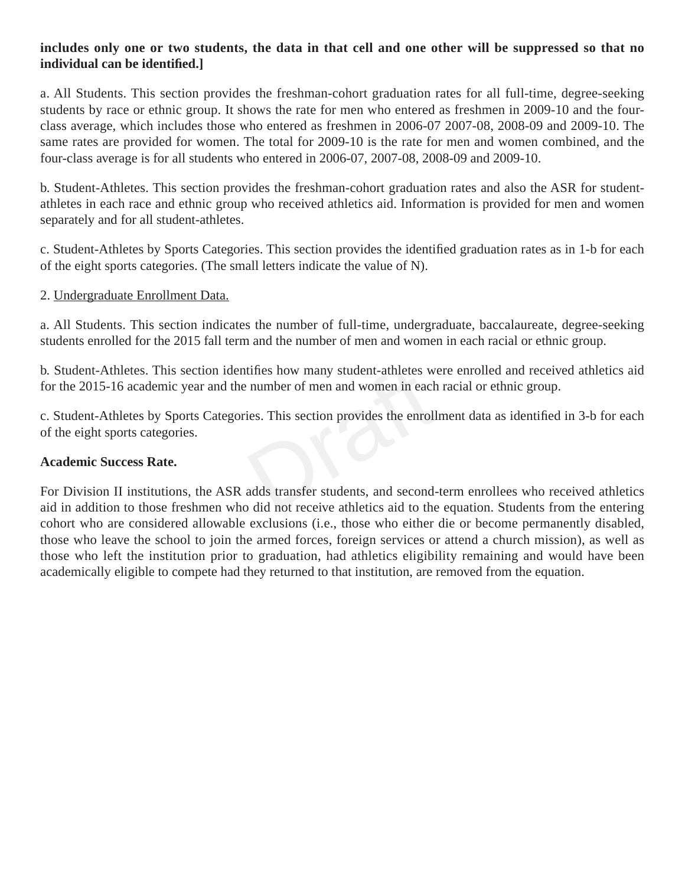**includes only one or two students, the data in that cell and one other will be suppressed so that no individual can be identified.]**

a. All Students. This section provides the freshman-cohort graduation rates for all full-time, degree-seeking students by race or ethnic group. It shows the rate for men who entered as freshmen in 2009-10 and the four-class average, which includes those who entered as freshmen in 2006-07 2007-08, 2008-09 and 2009-10. The same rates are provided for women. The total for 2009-10 is the rate for men and women combined, and the four-class average is for all students who entered in 2006-07, 2007-08, 2008-09 and 2009-10.

b. Student-Athletes. This section provides the freshman-cohort graduation rates and also the ASR for student-athletes in each race and ethnic group who received athletics aid. Information is provided for men and women separately and for all student-athletes.

c. Student-Athletes by Sports Categories. This section provides the identified graduation rates as in 1-b for each of the eight sports categories. (The small letters indicate the value of N).

2. Undergraduate Enrollment Data.

a. All Students. This section indicates the number of full-time, undergraduate, baccalaureate, degree-seeking students enrolled for the 2015 fall term and the number of men and women in each racial or ethnic group.

b. Student-Athletes. This section identifies how many student-athletes were enrolled and received athletics aid for the 2015-16 academic year and the number of men and women in each racial or ethnic group.

c. Student-Athletes by Sports Categories. This section provides the enrollment data as identified in 3-b for each of the eight sports categories.

**Academic Success Rate.**

For Division II institutions, the ASR adds transfer students, and second-term enrollees who received athletics aid in addition to those freshmen who did not receive athletics aid to the equation. Students from the entering cohort who are considered allowable exclusions (i.e., those who either die or become permanently disabled, those who leave the school to join the armed forces, foreign services or attend a church mission), as well as those who left the institution prior to graduation, had athletics eligibility remaining and would have been academically eligible to compete had they returned to that institution, are removed from the equation.